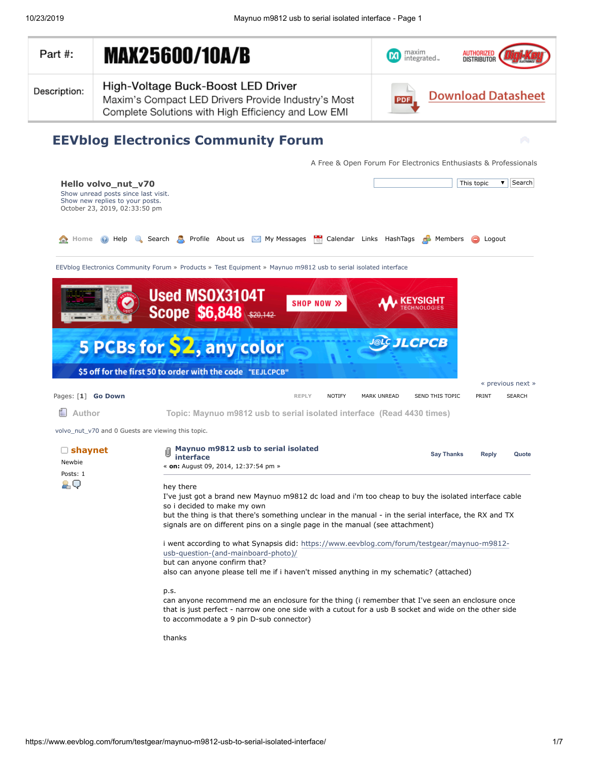| Part #: | MAX25600/10A/B | maxim integrated. AUTHORIZED DISTRIBUTOR Digi-Key |
|---|---|---|
| Description: | High-Voltage Buck-Boost LED Driver<br>Maxim's Compact LED Drivers Provide Industry's Most Complete Solutions with High Efficiency and Low EMI | Download Datasheet |

# EEVblog Electronics Community Forum

A Free & Open Forum For Electronics Enthusiasts & Professionals

**Hello volvo_nut_v70**
Show unread posts since last visit.
Show new replies to your posts.
October 23, 2019, 02:33:50 pm

This topic ▾ Search

Home Help Search Profile About us My Messages Calendar Links HashTags Members Logout

EEVblog Electronics Community Forum » Products » Test Equipment » Maynuo m9812 usb to serial isolated interface

Used MSOX3104T Scope $6,848 ~~$20,142~~ SHOP NOW » KEYSIGHT TECHNOLOGIES

5 PCBs for $2, any color — JLCPCB
$5 off for the first 50 to order with the code "EEJLCPCB"

« previous next »

Pages: [1] **Go Down** REPLY NOTIFY MARK UNREAD SEND THIS TOPIC PRINT SEARCH

Author Topic: Maynuo m9812 usb to serial isolated interface (Read 4430 times)

volvo_nut_v70 and 0 Guests are viewing this topic.

**shaynet**
Newbie
Posts: 1

**Maynuo m9812 usb to serial isolated interface**
« **on:** August 09, 2014, 12:37:54 pm »

Say Thanks Reply Quote

hey there
I've just got a brand new Maynuo m9812 dc load and i'm too cheap to buy the isolated interface cable so i decided to make my own
but the thing is that there's something unclear in the manual - in the serial interface, the RX and TX signals are on different pins on a single page in the manual (see attachment)

i went according to what Synapsis did: https://www.eevblog.com/forum/testgear/maynuo-m9812-usb-question-(and-mainboard-photo)/
but can anyone confirm that?
also can anyone please tell me if i haven't missed anything in my schematic? (attached)

p.s.
can anyone recommend me an enclosure for the thing (i remember that I've seen an enclosure once that is just perfect - narrow one one side with a cutout for a usb B socket and wide on the other side to accommodate a 9 pin D-sub connector)

thanks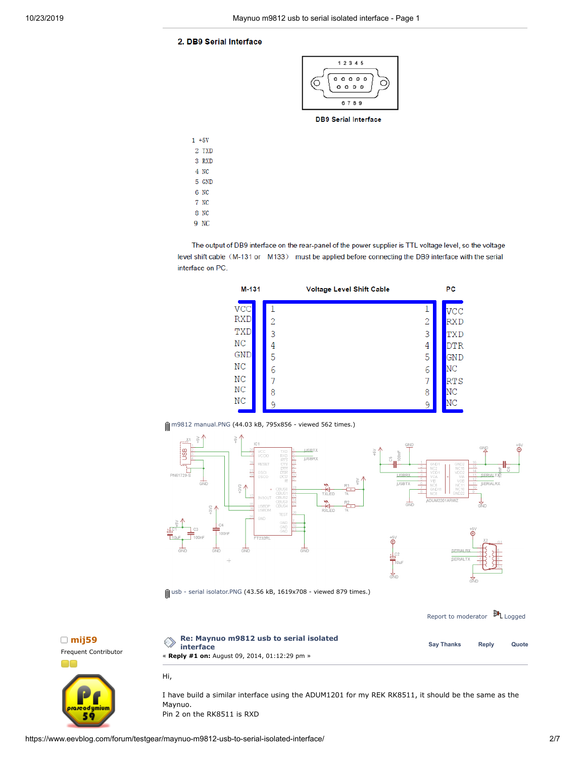## 2. DB9 Serial Interface

DB9 Serial Interface

1 +5V
2 TXD
3 RXD
4 NC
5 GND
6 NC
7 NC
8 NC
9 NC

The output of DB9 interface on the rear-panel of the power supplier is TTL voltage level, so the voltage level shift cable（M-131 or M133） must be applied before connecting the DB9 interface with the serial interface on PC.

| M-131 | Voltage Level Shift Cable | | PC |
|---|---|---|---|
| VCC | 1 | 1 | VCC |
| RXD | 2 | 2 | RXD |
| TXD | 3 | 3 | TXD |
| NC | 4 | 4 | DTR |
| GND | 5 | 5 | GND |
| NC | 6 | 6 | NC |
| NC | 7 | 7 | RTS |
| NC | 8 | 8 | NC |
| NC | 9 | 9 | NC |

m9812 manual.PNG (44.03 kB, 795x856 - viewed 562 times.)

usb - serial isolator.PNG (43.56 kB, 1619x708 - viewed 879 times.)

Report to moderator Logged

**mij59**
Frequent Contributor

### Re: Maynuo m9812 usb to serial isolated interface

« **Reply #1 on:** August 09, 2014, 01:12:29 pm »

Say Thanks Reply Quote

Hi,

I have build a similar interface using the ADUM1201 for my REK RK8511, it should be the same as the Maynuo.
Pin 2 on the RK8511 is RXD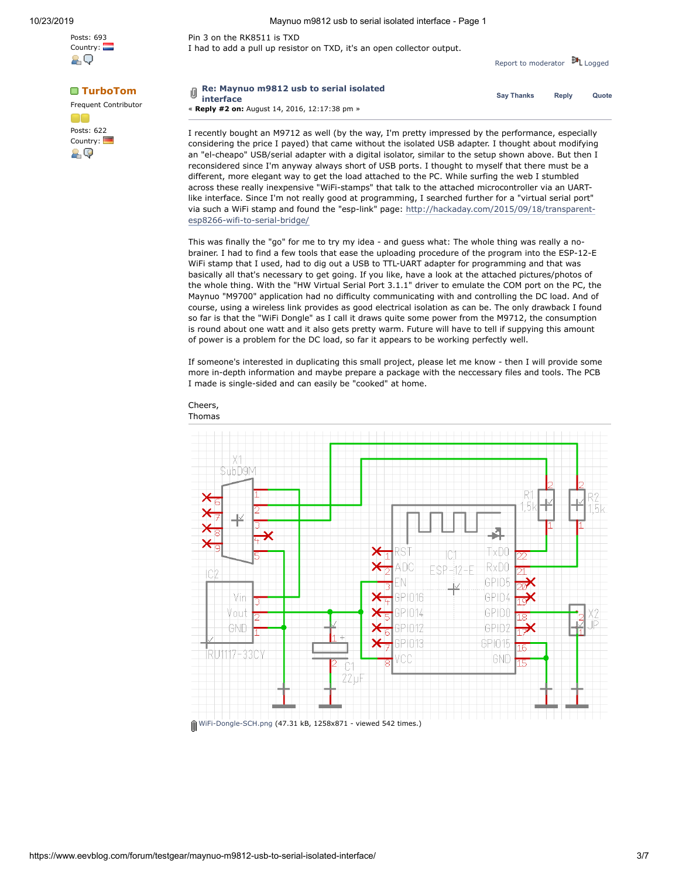Posts: 693
Country:

Pin 3 on the RK8511 is TXD
I had to add a pull up resistor on TXD, it's an open collector output.

Report to moderator  Logged

**TurboTom**

Frequent Contributor

Posts: 622
Country:

### Re: Maynuo m9812 usb to serial isolated interface

« **Reply #2 on:** August 14, 2016, 12:17:38 pm »

Say Thanks  Reply  Quote

I recently bought an M9712 as well (by the way, I'm pretty impressed by the performance, especially considering the price I payed) that came without the isolated USB adapter. I thought about modifying an "el-cheapo" USB/serial adapter with a digital isolator, similar to the setup shown above. But then I reconsidered since I'm anyway always short of USB ports. I thought to myself that there must be a different, more elegant way to get the load attached to the PC. While surfing the web I stumbled across these really inexpensive "WiFi-stamps" that talk to the attached microcontroller via an UART-like interface. Since I'm not really good at programming, I searched further for a "virtual serial port" via such a WiFi stamp and found the "esp-link" page: http://hackaday.com/2015/09/18/transparent-esp8266-wifi-to-serial-bridge/

This was finally the "go" for me to try my idea - and guess what: The whole thing was really a no-brainer. I had to find a few tools that ease the uploading procedure of the program into the ESP-12-E WiFi stamp that I used, had to dig out a USB to TTL-UART adapter for programming and that was basically all that's necessary to get going. If you like, have a look at the attached pictures/photos of the whole thing. With the "HW Virtual Serial Port 3.1.1" driver to emulate the COM port on the PC, the Maynuo "M9700" application had no difficulty communicating with and controlling the DC load. And of course, using a wireless link provides as good electrical isolation as can be. The only drawback I found so far is that the "WiFi Dongle" as I call it draws quite some power from the M9712, the consumption is round about one watt and it also gets pretty warm. Future will have to tell if supplying this amount of power is a problem for the DC load, so far it appears to be working perfectly well.

If someone's interested in duplicating this small project, please let me know - then I will provide some more in-depth information and maybe prepare a package with the neccessary files and tools. The PCB I made is single-sided and can easily be "cooked" at home.

Cheers,
Thomas

WiFi-Dongle-SCH.png (47.31 kB, 1258x871 - viewed 542 times.)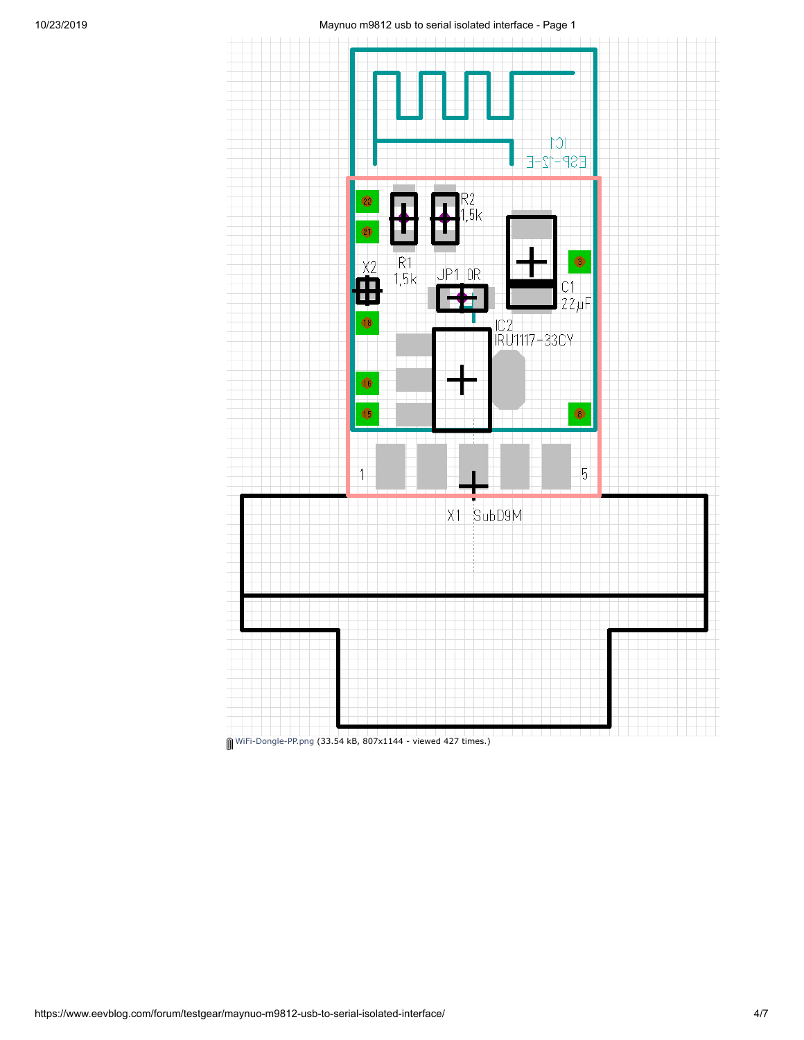WiFi-Dongle-PP.png (33.54 kB, 807x1144 - viewed 427 times.)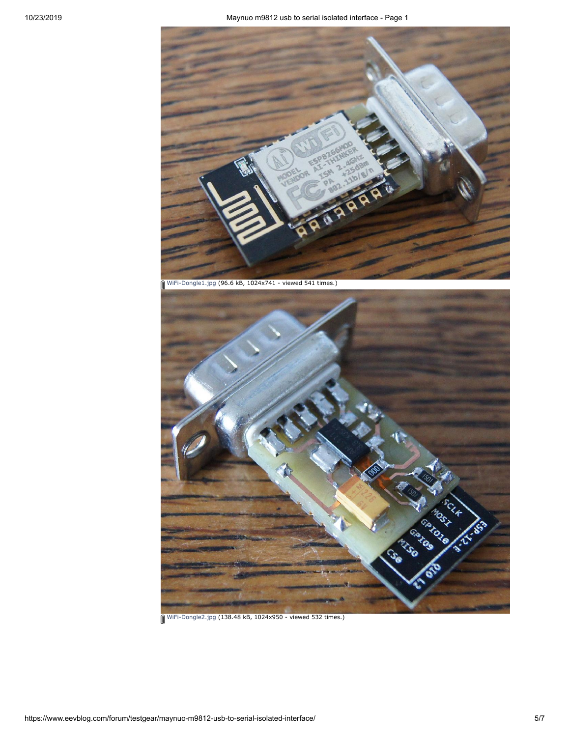WiFi-Dongle1.jpg (96.6 kB, 1024x741 - viewed 541 times.)

WiFi-Dongle2.jpg (138.48 kB, 1024x950 - viewed 532 times.)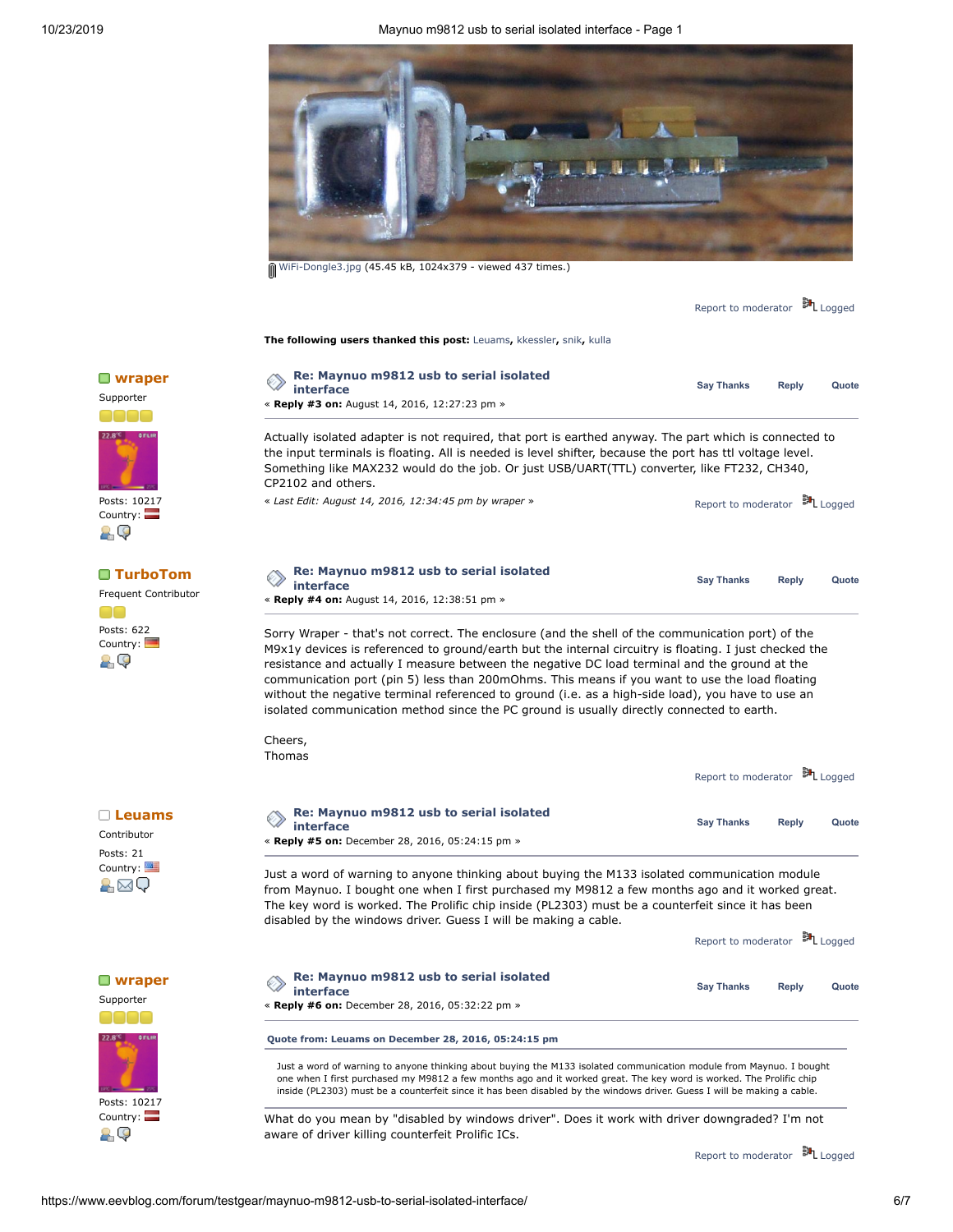WiFi-Dongle3.jpg (45.45 kB, 1024x379 - viewed 437 times.)

Report to moderator Logged

**The following users thanked this post:** Leuams, kkessler, snik, kulla

**wraper**
Supporter

Posts: 10217
Country:

### Re: Maynuo m9812 usb to serial isolated interface

« **Reply #3 on:** August 14, 2016, 12:27:23 pm »

Say Thanks Reply Quote

Actually isolated adapter is not required, that port is earthed anyway. The part which is connected to the input terminals is floating. All is needed is level shifter, because the port has ttl voltage level. Something like MAX232 would do the job. Or just USB/UART(TTL) converter, like FT232, CH340, CP2102 and others.

*« Last Edit: August 14, 2016, 12:34:45 pm by wraper »*

Report to moderator Logged

**TurboTom**
Frequent Contributor

Posts: 622
Country:

### Re: Maynuo m9812 usb to serial isolated interface

« **Reply #4 on:** August 14, 2016, 12:38:51 pm »

Say Thanks Reply Quote

Sorry Wraper - that's not correct. The enclosure (and the shell of the communication port) of the M9x1y devices is referenced to ground/earth but the internal circuitry is floating. I just checked the resistance and actually I measure between the negative DC load terminal and the ground at the communication port (pin 5) less than 200mOhms. This means if you want to use the load floating without the negative terminal referenced to ground (i.e. as a high-side load), you have to use an isolated communication method since the PC ground is usually directly connected to earth.

Cheers,
Thomas

Report to moderator Logged

**Leuams**
Contributor

Posts: 21
Country:

### Re: Maynuo m9812 usb to serial isolated interface

« **Reply #5 on:** December 28, 2016, 05:24:15 pm »

Say Thanks Reply Quote

Just a word of warning to anyone thinking about buying the M133 isolated communication module from Maynuo. I bought one when I first purchased my M9812 a few months ago and it worked great. The key word is worked. The Prolific chip inside (PL2303) must be a counterfeit since it has been disabled by the windows driver. Guess I will be making a cable.

Report to moderator Logged

**wraper**
Supporter

Posts: 10217
Country:

### Re: Maynuo m9812 usb to serial isolated interface

« **Reply #6 on:** December 28, 2016, 05:32:22 pm »

Say Thanks Reply Quote

**Quote from: Leuams on December 28, 2016, 05:24:15 pm**

> Just a word of warning to anyone thinking about buying the M133 isolated communication module from Maynuo. I bought one when I first purchased my M9812 a few months ago and it worked great. The key word is worked. The Prolific chip inside (PL2303) must be a counterfeit since it has been disabled by the windows driver. Guess I will be making a cable.

What do you mean by "disabled by windows driver". Does it work with driver downgraded? I'm not aware of driver killing counterfeit Prolific ICs.

Report to moderator Logged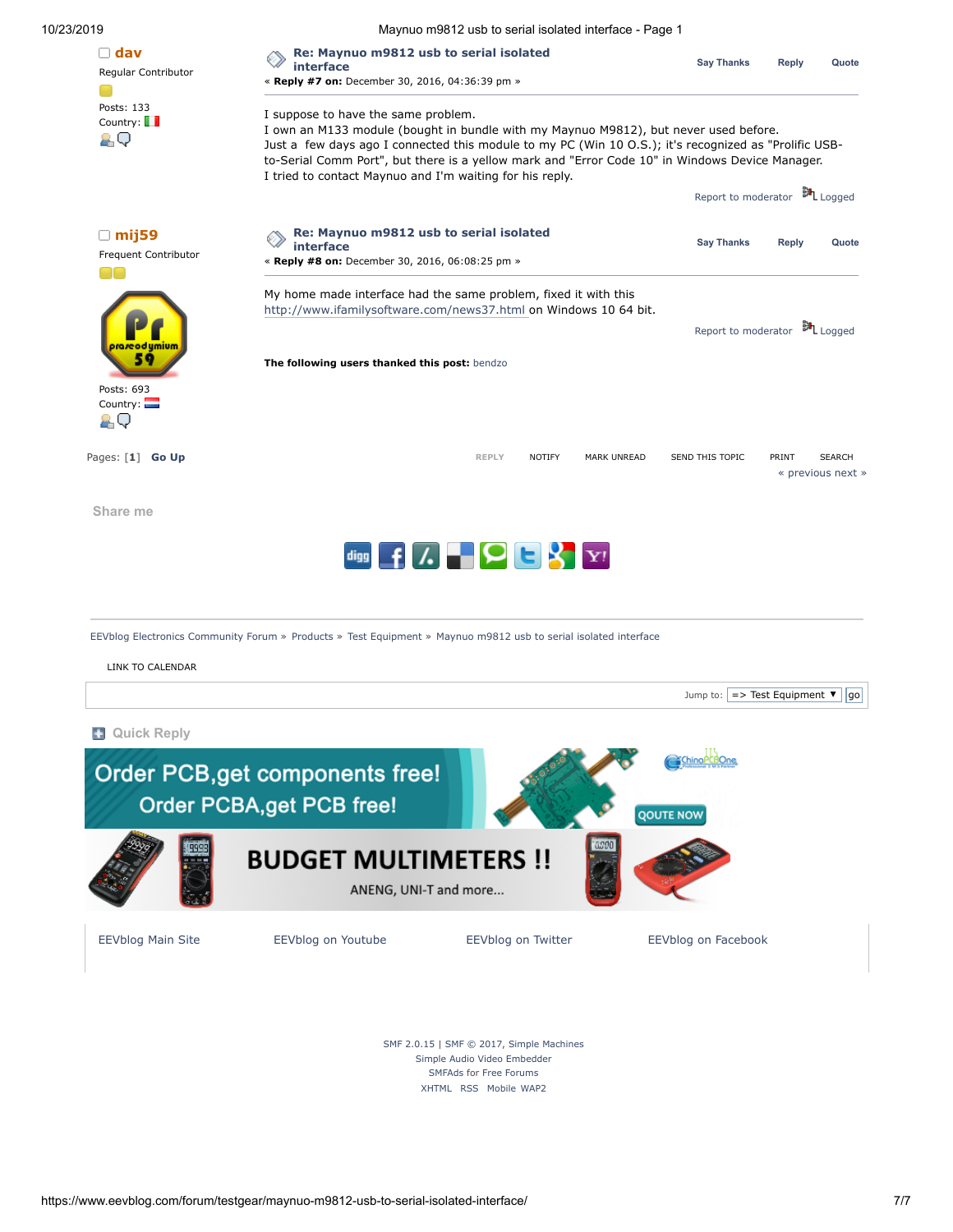**dav**

Regular Contributor

Posts: 133
Country:

### Re: Maynuo m9812 usb to serial isolated interface

« **Reply #7 on:** December 30, 2016, 04:36:39 pm »

Say Thanks | Reply | Quote

I suppose to have the same problem.
I own an M133 module (bought in bundle with my Maynuo M9812), but never used before.
Just a  few days ago I connected this module to my PC (Win 10 O.S.); it's recognized as "Prolific USB-to-Serial Comm Port", but there is a yellow mark and "Error Code 10" in Windows Device Manager.
I tried to contact Maynuo and I'm waiting for his reply.

Report to moderator  Logged

**mij59**

Frequent Contributor

Posts: 693
Country:

### Re: Maynuo m9812 usb to serial isolated interface

« **Reply #8 on:** December 30, 2016, 06:08:25 pm »

Say Thanks | Reply | Quote

My home made interface had the same problem, fixed it with this http://www.ifamilysoftware.com/news37.html on Windows 10 64 bit.

Report to moderator  Logged

**The following users thanked this post:** bendzo

Pages: [**1**]  **Go Up**

REPLY  NOTIFY  MARK UNREAD  SEND THIS TOPIC  PRINT  SEARCH

« previous next »

Share me

EEVblog Electronics Community Forum » Products » Test Equipment » Maynuo m9812 usb to serial isolated interface

LINK TO CALENDAR

Jump to: => Test Equipment  go

Quick Reply

Order PCB,get components free!
Order PCBA,get PCB free!
QOUTE NOW

BUDGET MULTIMETERS !!
ANENG, UNI-T and more...

EEVblog Main Site  EEVblog on Youtube  EEVblog on Twitter  EEVblog on Facebook

SMF 2.0.15 | SMF © 2017, Simple Machines
Simple Audio Video Embedder
SMFAds for Free Forums
XHTML  RSS  Mobile  WAP2